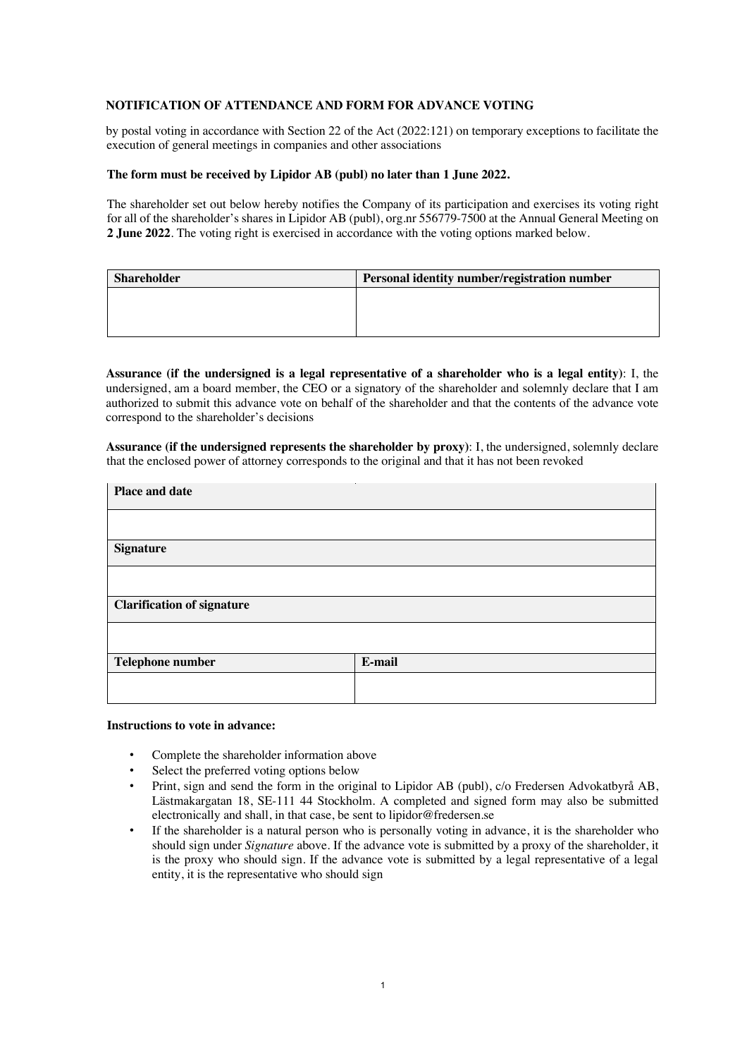**NOTIFICATION OF ATTENDANCE AND FORM FOR ADVANCE VOTING**

by postal voting in accordance with Section 22 of the Act (2022:121) on temporary exceptions to facilitate the execution of general meetings in companies and other associations

**The form must be received by Lipidor AB (publ) no later than 1 June 2022.**

The shareholder set out below hereby notifies the Company of its participation and exercises its voting right for all of the shareholder's shares in Lipidor AB (publ), org.nr 556779-7500 at the Annual General Meeting on **2 June 2022**. The voting right is exercised in accordance with the voting options marked below.

| Shareholder | Personal identity number/registration number |
| --- | --- |
| | |

**Assurance (if the undersigned is a legal representative of a shareholder who is a legal entity)**: I, the undersigned, am a board member, the CEO or a signatory of the shareholder and solemnly declare that I am authorized to submit this advance vote on behalf of the shareholder and that the contents of the advance vote correspond to the shareholder's decisions

**Assurance (if the undersigned represents the shareholder by proxy)**: I, the undersigned, solemnly declare that the enclosed power of attorney corresponds to the original and that it has not been revoked

| **Place and date** | |
| --- | --- |
| | |
| **Signature** | |
| | |
| **Clarification of signature** | |
| | |
| **Telephone number** | **E-mail** |
| | |

**Instructions to vote in advance:**

- Complete the shareholder information above
- Select the preferred voting options below
- Print, sign and send the form in the original to Lipidor AB (publ), c/o Fredersen Advokatbyrå AB, Lästmakargatan 18, SE-111 44 Stockholm. A completed and signed form may also be submitted electronically and shall, in that case, be sent to lipidor@fredersen.se
- If the shareholder is a natural person who is personally voting in advance, it is the shareholder who should sign under *Signature* above. If the advance vote is submitted by a proxy of the shareholder, it is the proxy who should sign. If the advance vote is submitted by a legal representative of a legal entity, it is the representative who should sign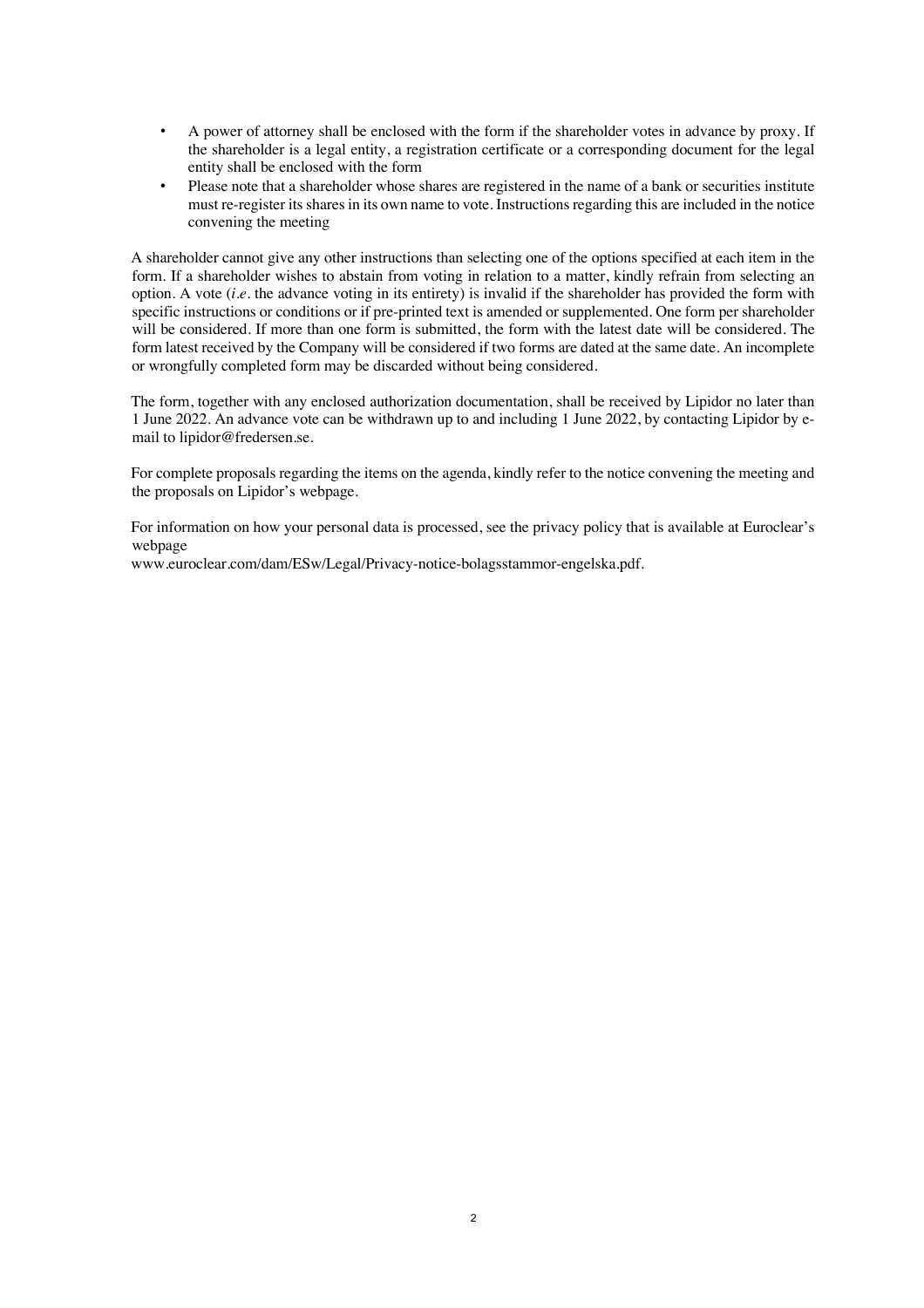- A power of attorney shall be enclosed with the form if the shareholder votes in advance by proxy. If the shareholder is a legal entity, a registration certificate or a corresponding document for the legal entity shall be enclosed with the form
- Please note that a shareholder whose shares are registered in the name of a bank or securities institute must re-register its shares in its own name to vote. Instructions regarding this are included in the notice convening the meeting

A shareholder cannot give any other instructions than selecting one of the options specified at each item in the form. If a shareholder wishes to abstain from voting in relation to a matter, kindly refrain from selecting an option. A vote (*i.e.* the advance voting in its entirety) is invalid if the shareholder has provided the form with specific instructions or conditions or if pre-printed text is amended or supplemented. One form per shareholder will be considered. If more than one form is submitted, the form with the latest date will be considered. The form latest received by the Company will be considered if two forms are dated at the same date. An incomplete or wrongfully completed form may be discarded without being considered.

The form, together with any enclosed authorization documentation, shall be received by Lipidor no later than 1 June 2022. An advance vote can be withdrawn up to and including 1 June 2022, by contacting Lipidor by e-mail to lipidor@fredersen.se.

For complete proposals regarding the items on the agenda, kindly refer to the notice convening the meeting and the proposals on Lipidor's webpage.

For information on how your personal data is processed, see the privacy policy that is available at Euroclear's webpage
www.euroclear.com/dam/ESw/Legal/Privacy-notice-bolagsstammor-engelska.pdf.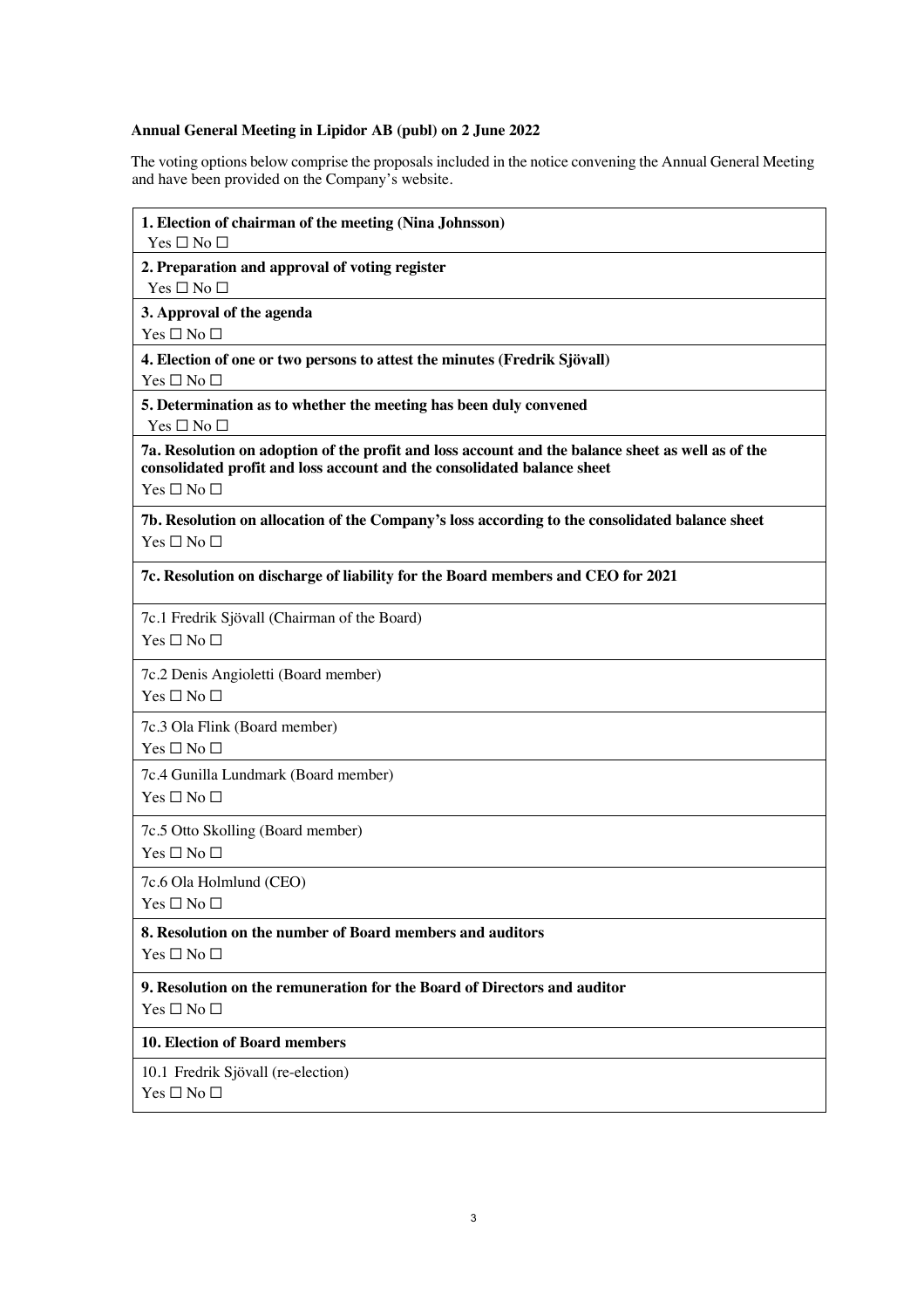**Annual General Meeting in Lipidor AB (publ) on 2 June 2022**

The voting options below comprise the proposals included in the notice convening the Annual General Meeting and have been provided on the Company's website.

| **1. Election of chairman of the meeting (Nina Johnsson)**<br>Yes ☐ No ☐ |
|---|
| **2. Preparation and approval of voting register**<br>Yes ☐ No ☐ |
| **3. Approval of the agenda**<br>Yes ☐ No ☐ |
| **4. Election of one or two persons to attest the minutes (Fredrik Sjövall)**<br>Yes ☐ No ☐ |
| **5. Determination as to whether the meeting has been duly convened**<br>Yes ☐ No ☐ |
| **7a. Resolution on adoption of the profit and loss account and the balance sheet as well as of the consolidated profit and loss account and the consolidated balance sheet**<br>Yes ☐ No ☐ |
| **7b. Resolution on allocation of the Company's loss according to the consolidated balance sheet**<br>Yes ☐ No ☐ |
| **7c. Resolution on discharge of liability for the Board members and CEO for 2021** |
| 7c.1 Fredrik Sjövall (Chairman of the Board)<br>Yes ☐ No ☐ |
| 7c.2 Denis Angioletti (Board member)<br>Yes ☐ No ☐ |
| 7c.3 Ola Flink (Board member)<br>Yes ☐ No ☐ |
| 7c.4 Gunilla Lundmark (Board member)<br>Yes ☐ No ☐ |
| 7c.5 Otto Skolling (Board member)<br>Yes ☐ No ☐ |
| 7c.6 Ola Holmlund (CEO)<br>Yes ☐ No ☐ |
| **8. Resolution on the number of Board members and auditors**<br>Yes ☐ No ☐ |
| **9. Resolution on the remuneration for the Board of Directors and auditor**<br>Yes ☐ No ☐ |
| **10. Election of Board members** |
| 10.1 Fredrik Sjövall (re-election)<br>Yes ☐ No ☐ |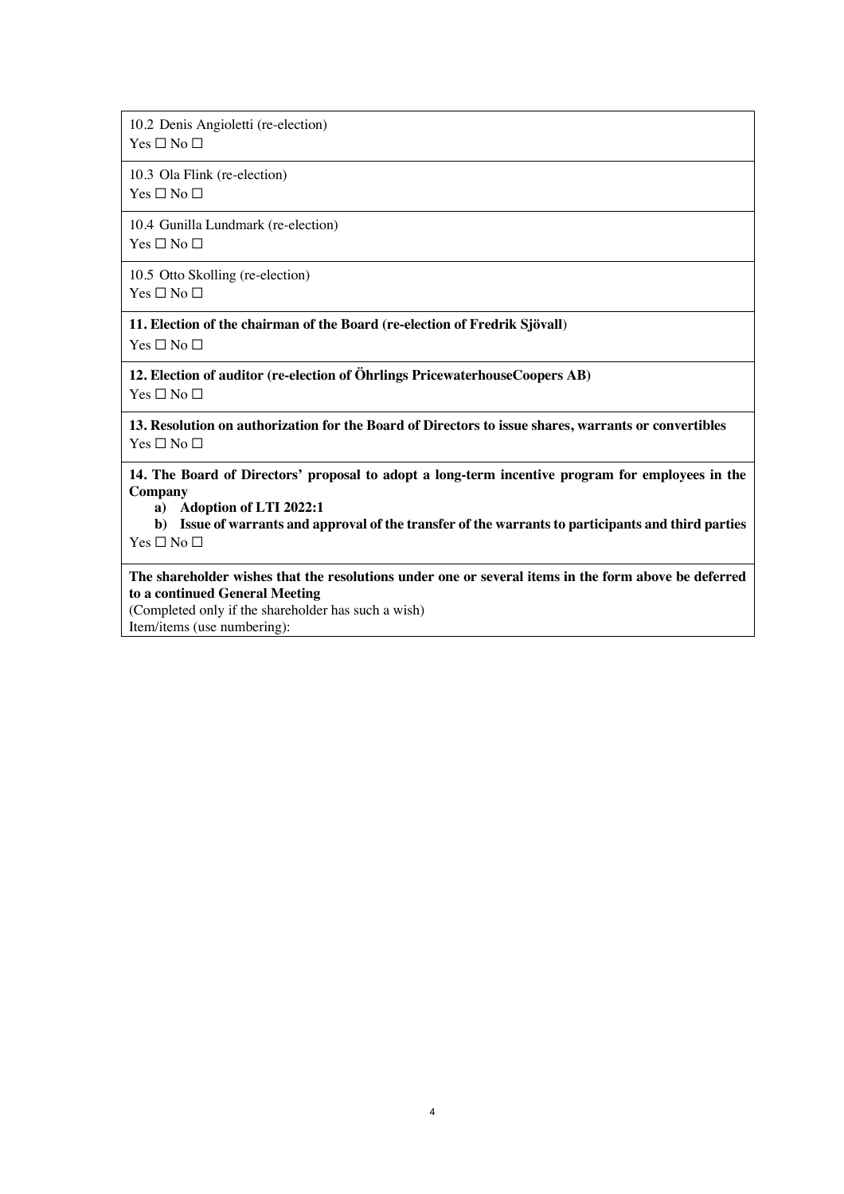10.2 Denis Angioletti (re-election)
Yes ☐ No ☐

10.3 Ola Flink (re-election)
Yes ☐ No ☐

10.4 Gunilla Lundmark (re-election)
Yes ☐ No ☐

10.5 Otto Skolling (re-election)
Yes ☐ No ☐

**11. Election of the chairman of the Board (re-election of Fredrik Sjövall)**
Yes ☐ No ☐

**12. Election of auditor (re-election of Öhrlings PricewaterhouseCoopers AB)**
Yes ☐ No ☐

**13. Resolution on authorization for the Board of Directors to issue shares, warrants or convertibles**
Yes ☐ No ☐

**14. The Board of Directors' proposal to adopt a long-term incentive program for employees in the Company**

a) **Adoption of LTI 2022:1**

b) **Issue of warrants and approval of the transfer of the warrants to participants and third parties**

Yes ☐ No ☐

**The shareholder wishes that the resolutions under one or several items in the form above be deferred to a continued General Meeting**
(Completed only if the shareholder has such a wish)
Item/items (use numbering):